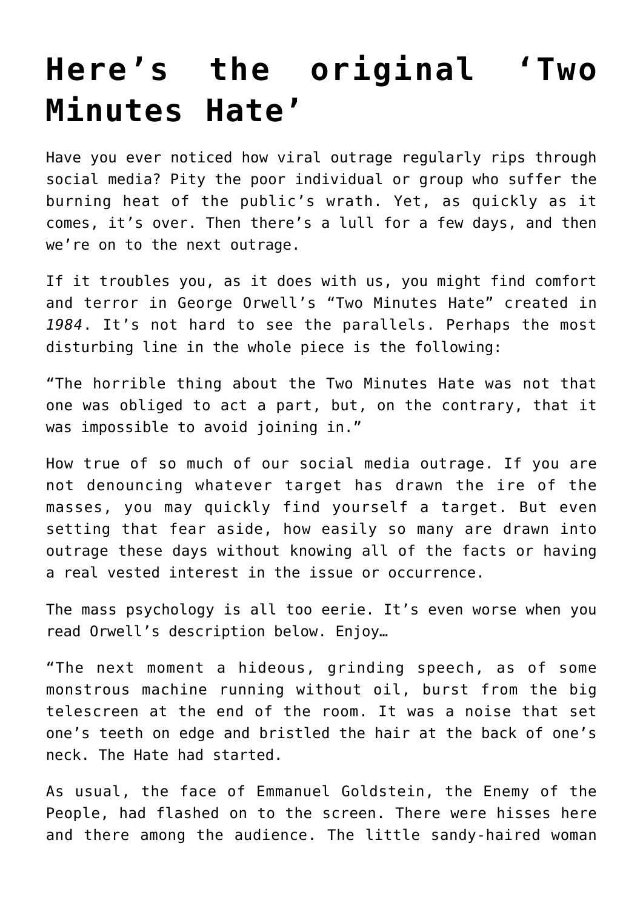# Here's the original 'Two Minutes Hate'

Have you ever noticed how viral outrage regularly rips through social media? Pity the poor individual or group who suffer the burning heat of the public's wrath. Yet, as quickly as it comes, it's over. Then there's a lull for a few days, and then we're on to the next outrage.

If it troubles you, as it does with us, you might find comfort and terror in George Orwell's "Two Minutes Hate" created in *1984*. It's not hard to see the parallels. Perhaps the most disturbing line in the whole piece is the following:

"The horrible thing about the Two Minutes Hate was not that one was obliged to act a part, but, on the contrary, that it was impossible to avoid joining in."

How true of so much of our social media outrage. If you are not denouncing whatever target has drawn the ire of the masses, you may quickly find yourself a target. But even setting that fear aside, how easily so many are drawn into outrage these days without knowing all of the facts or having a real vested interest in the issue or occurrence.

The mass psychology is all too eerie. It's even worse when you read Orwell's description below. Enjoy…

"The next moment a hideous, grinding speech, as of some monstrous machine running without oil, burst from the big telescreen at the end of the room. It was a noise that set one's teeth on edge and bristled the hair at the back of one's neck. The Hate had started.

As usual, the face of Emmanuel Goldstein, the Enemy of the People, had flashed on to the screen. There were hisses here and there among the audience. The little sandy-haired woman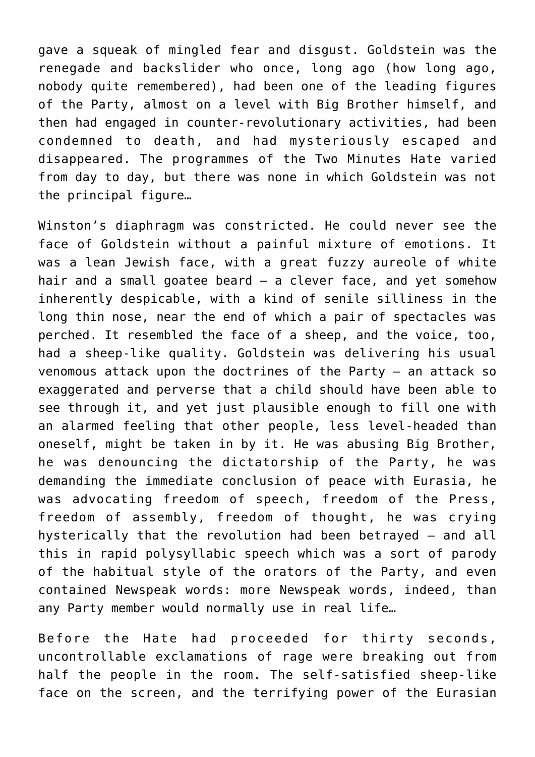gave a squeak of mingled fear and disgust. Goldstein was the renegade and backslider who once, long ago (how long ago, nobody quite remembered), had been one of the leading figures of the Party, almost on a level with Big Brother himself, and then had engaged in counter-revolutionary activities, had been condemned to death, and had mysteriously escaped and disappeared. The programmes of the Two Minutes Hate varied from day to day, but there was none in which Goldstein was not the principal figure…

Winston's diaphragm was constricted. He could never see the face of Goldstein without a painful mixture of emotions. It was a lean Jewish face, with a great fuzzy aureole of white hair and a small goatee beard – a clever face, and yet somehow inherently despicable, with a kind of senile silliness in the long thin nose, near the end of which a pair of spectacles was perched. It resembled the face of a sheep, and the voice, too, had a sheep-like quality. Goldstein was delivering his usual venomous attack upon the doctrines of the Party – an attack so exaggerated and perverse that a child should have been able to see through it, and yet just plausible enough to fill one with an alarmed feeling that other people, less level-headed than oneself, might be taken in by it. He was abusing Big Brother, he was denouncing the dictatorship of the Party, he was demanding the immediate conclusion of peace with Eurasia, he was advocating freedom of speech, freedom of the Press, freedom of assembly, freedom of thought, he was crying hysterically that the revolution had been betrayed – and all this in rapid polysyllabic speech which was a sort of parody of the habitual style of the orators of the Party, and even contained Newspeak words: more Newspeak words, indeed, than any Party member would normally use in real life…

Before the Hate had proceeded for thirty seconds, uncontrollable exclamations of rage were breaking out from half the people in the room. The self-satisfied sheep-like face on the screen, and the terrifying power of the Eurasian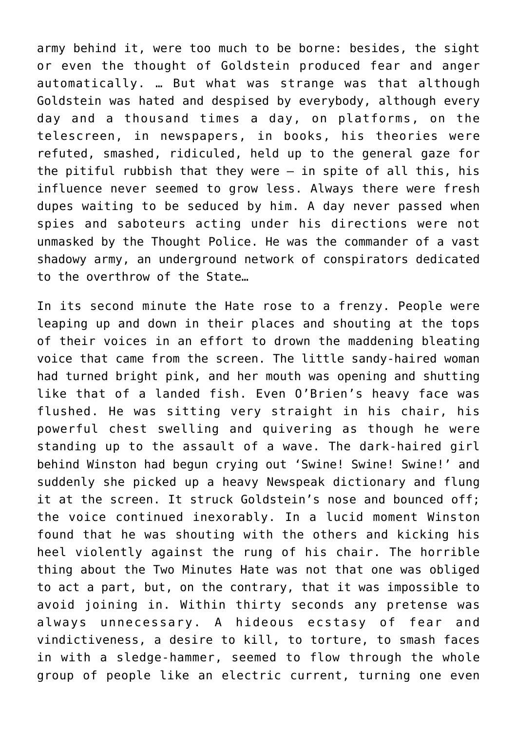army behind it, were too much to be borne: besides, the sight or even the thought of Goldstein produced fear and anger automatically. … But what was strange was that although Goldstein was hated and despised by everybody, although every day and a thousand times a day, on platforms, on the telescreen, in newspapers, in books, his theories were refuted, smashed, ridiculed, held up to the general gaze for the pitiful rubbish that they were — in spite of all this, his influence never seemed to grow less. Always there were fresh dupes waiting to be seduced by him. A day never passed when spies and saboteurs acting under his directions were not unmasked by the Thought Police. He was the commander of a vast shadowy army, an underground network of conspirators dedicated to the overthrow of the State…

In its second minute the Hate rose to a frenzy. People were leaping up and down in their places and shouting at the tops of their voices in an effort to drown the maddening bleating voice that came from the screen. The little sandy-haired woman had turned bright pink, and her mouth was opening and shutting like that of a landed fish. Even O'Brien's heavy face was flushed. He was sitting very straight in his chair, his powerful chest swelling and quivering as though he were standing up to the assault of a wave. The dark-haired girl behind Winston had begun crying out 'Swine! Swine! Swine!' and suddenly she picked up a heavy Newspeak dictionary and flung it at the screen. It struck Goldstein's nose and bounced off; the voice continued inexorably. In a lucid moment Winston found that he was shouting with the others and kicking his heel violently against the rung of his chair. The horrible thing about the Two Minutes Hate was not that one was obliged to act a part, but, on the contrary, that it was impossible to avoid joining in. Within thirty seconds any pretense was always unnecessary. A hideous ecstasy of fear and vindictiveness, a desire to kill, to torture, to smash faces in with a sledge-hammer, seemed to flow through the whole group of people like an electric current, turning one even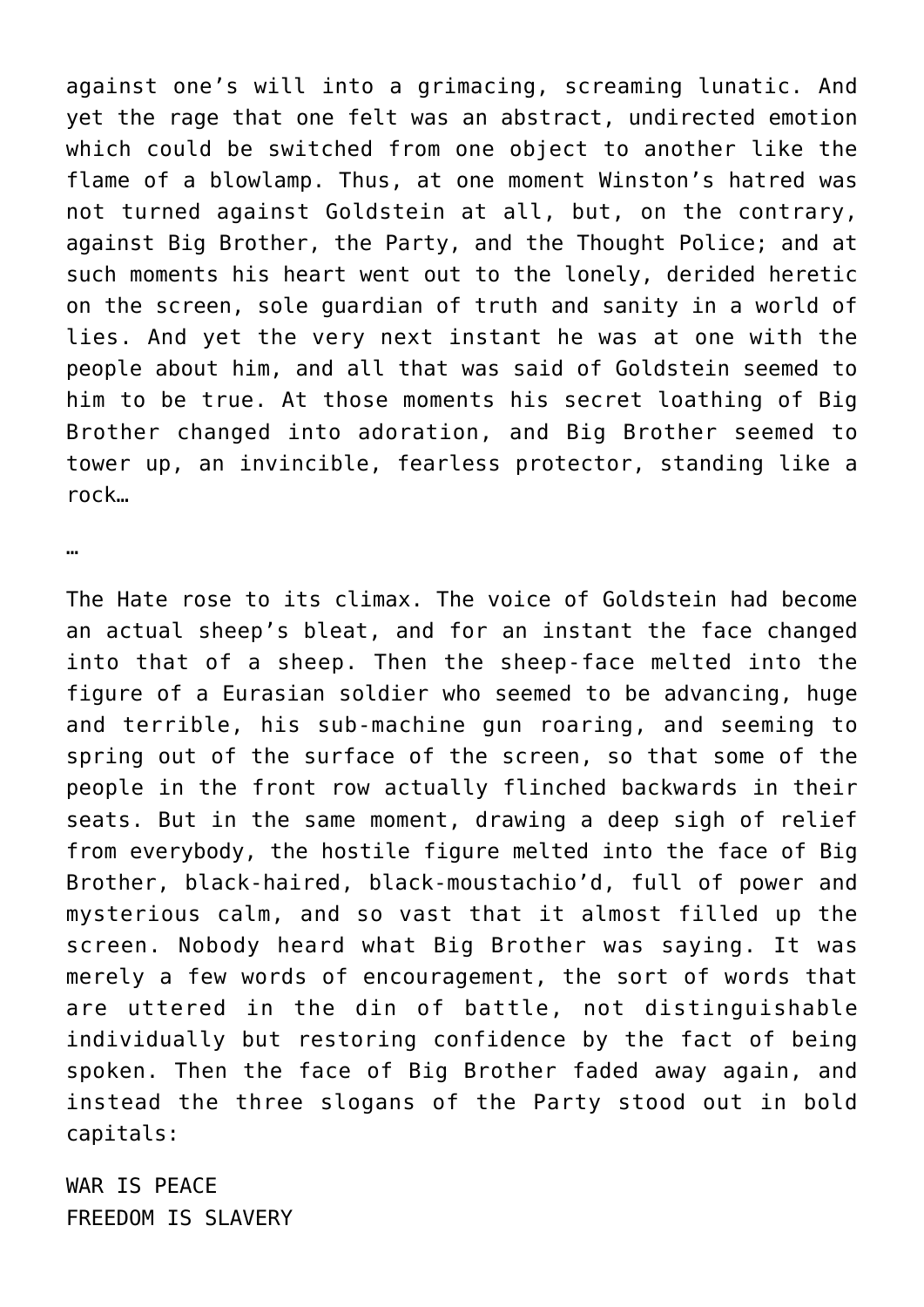against one's will into a grimacing, screaming lunatic. And yet the rage that one felt was an abstract, undirected emotion which could be switched from one object to another like the flame of a blowlamp. Thus, at one moment Winston's hatred was not turned against Goldstein at all, but, on the contrary, against Big Brother, the Party, and the Thought Police; and at such moments his heart went out to the lonely, derided heretic on the screen, sole guardian of truth and sanity in a world of lies. And yet the very next instant he was at one with the people about him, and all that was said of Goldstein seemed to him to be true. At those moments his secret loathing of Big Brother changed into adoration, and Big Brother seemed to tower up, an invincible, fearless protector, standing like a rock…

…

The Hate rose to its climax. The voice of Goldstein had become an actual sheep's bleat, and for an instant the face changed into that of a sheep. Then the sheep-face melted into the figure of a Eurasian soldier who seemed to be advancing, huge and terrible, his sub-machine gun roaring, and seeming to spring out of the surface of the screen, so that some of the people in the front row actually flinched backwards in their seats. But in the same moment, drawing a deep sigh of relief from everybody, the hostile figure melted into the face of Big Brother, black-haired, black-moustachio'd, full of power and mysterious calm, and so vast that it almost filled up the screen. Nobody heard what Big Brother was saying. It was merely a few words of encouragement, the sort of words that are uttered in the din of battle, not distinguishable individually but restoring confidence by the fact of being spoken. Then the face of Big Brother faded away again, and instead the three slogans of the Party stood out in bold capitals:

WAR IS PEACE
FREEDOM IS SLAVERY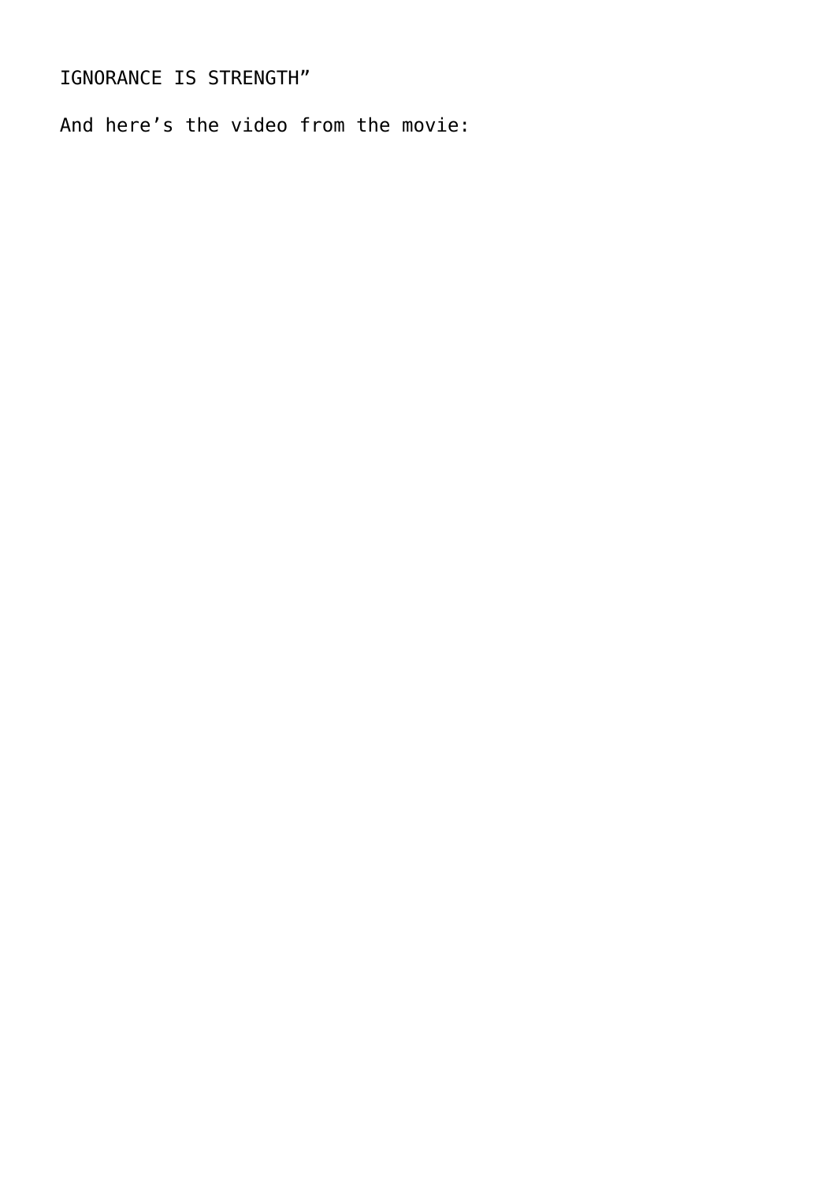IGNORANCE IS STRENGTH”

And here’s the video from the movie: